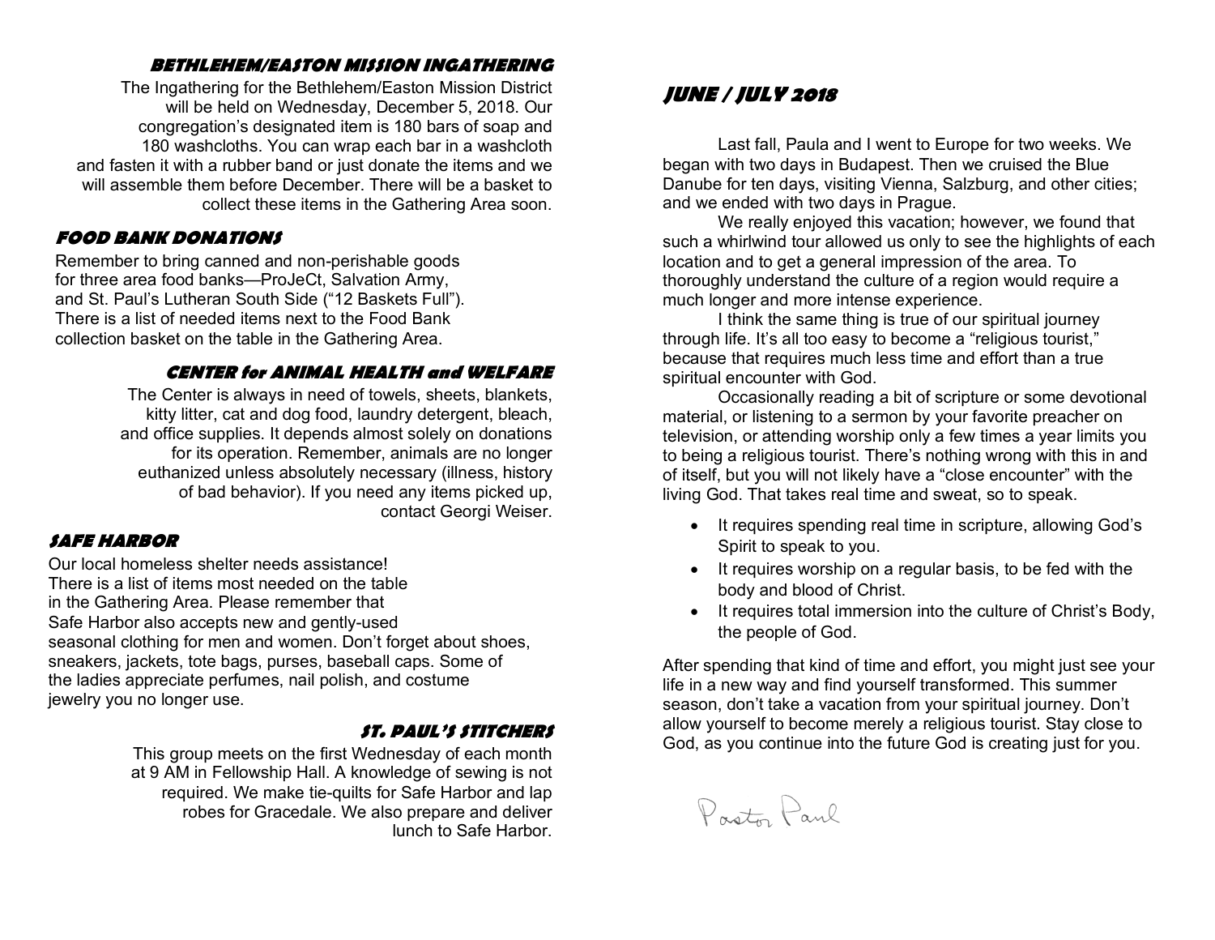## BETHLEHEM/EASTON MISSION INGATHERING

The Ingathering for the Bethlehem/Easton Mission District will be held on Wednesday, December 5, 2018. Our congregation's designated item is 180 bars of soap and 180 washcloths. You can wrap each bar in a washcloth and fasten it with a rubber band or just donate the items and we will assemble them before December. There will be a basket to collect these items in the Gathering Area soon.

## FOOD BANK DONATIONS

Remember to bring canned and non-perishable goods for three area food banks—ProJeCt, Salvation Army, and St. Paul's Lutheran South Side ("12 Baskets Full"). There is a list of needed items next to the Food Bank collection basket on the table in the Gathering Area.

## CENTER for ANIMAL HEALTH and WELFARE

The Center is always in need of towels, sheets, blankets, kitty litter, cat and dog food, laundry detergent, bleach, and office supplies. It depends almost solely on donations for its operation. Remember, animals are no longer euthanized unless absolutely necessary (illness, history of bad behavior). If you need any items picked up, contact Georgi Weiser.

## SAFE HARBOR

Our local homeless shelter needs assistance! There is a list of items most needed on the table in the Gathering Area. Please remember that Safe Harbor also accepts new and gently-used seasonal clothing for men and women. Don't forget about shoes, sneakers, jackets, tote bags, purses, baseball caps. Some of the ladies appreciate perfumes, nail polish, and costume jewelry you no longer use.

## ST. PAUL'S STITCHERS

This group meets on the first Wednesday of each month at 9 AM in Fellowship Hall. A knowledge of sewing is not required. We make tie-quilts for Safe Harbor and lap robes for Gracedale. We also prepare and deliver lunch to Safe Harbor.

## JUNE / JULY 2018

Last fall, Paula and I went to Europe for two weeks. We began with two days in Budapest. Then we cruised the Blue Danube for ten days, visiting Vienna, Salzburg, and other cities; and we ended with two days in Prague.

We really enjoyed this vacation; however, we found that such a whirlwind tour allowed us only to see the highlights of each location and to get a general impression of the area. To thoroughly understand the culture of a region would require a much longer and more intense experience.

I think the same thing is true of our spiritual journey through life. It's all too easy to become a "religious tourist," because that requires much less time and effort than a true spiritual encounter with God.

Occasionally reading a bit of scripture or some devotional material, or listening to a sermon by your favorite preacher on television, or attending worship only a few times a year limits you to being a religious tourist. There's nothing wrong with this in and of itself, but you will not likely have a "close encounter" with the living God. That takes real time and sweat, so to speak.

- It requires spending real time in scripture, allowing God's Spirit to speak to you.
- It requires worship on a regular basis, to be fed with the body and blood of Christ.
- It requires total immersion into the culture of Christ's Body, the people of God.

After spending that kind of time and effort, you might just see your life in a new way and find yourself transformed. This summer season, don't take a vacation from your spiritual journey. Don't allow yourself to become merely a religious tourist. Stay close to God, as you continue into the future God is creating just for you.

Pastor Paul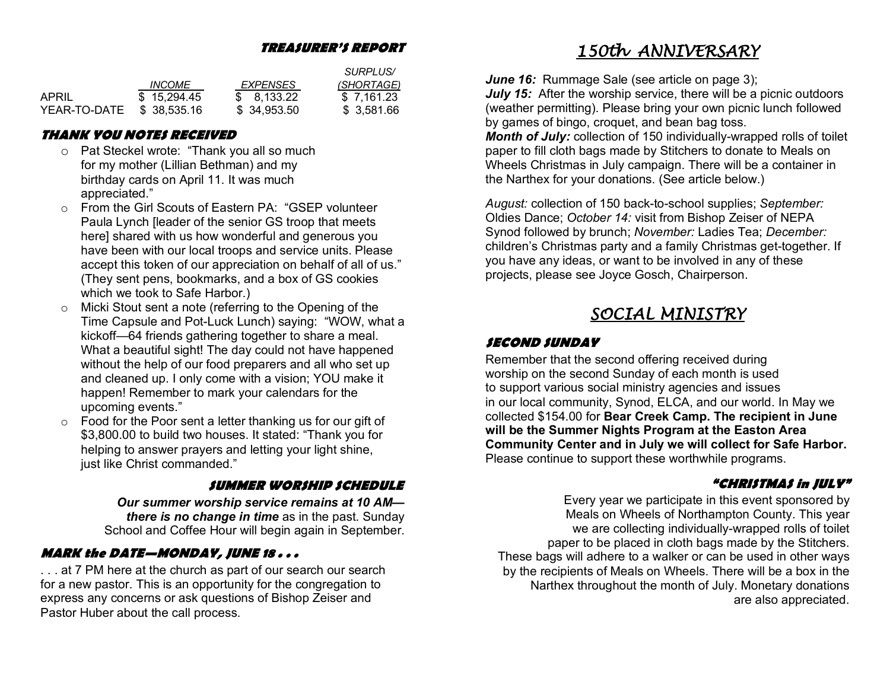## TREASURER'S REPORT

| | INCOME | EXPENSES | SURPLUS/ (SHORTAGE) |
|---|---|---|---|
| APRIL | $ 15,294.45 | $ 8,133.22 | $ 7,161.23 |
| YEAR-TO-DATE | $ 38,535.16 | $ 34,953.50 | $ 3,581.66 |

## THANK YOU NOTES RECEIVED

- Pat Steckel wrote: "Thank you all so much for my mother (Lillian Bethman) and my birthday cards on April 11. It was much appreciated."
- From the Girl Scouts of Eastern PA: "GSEP volunteer Paula Lynch [leader of the senior GS troop that meets here] shared with us how wonderful and generous you have been with our local troops and service units. Please accept this token of our appreciation on behalf of all of us." (They sent pens, bookmarks, and a box of GS cookies which we took to Safe Harbor.)
- Micki Stout sent a note (referring to the Opening of the Time Capsule and Pot-Luck Lunch) saying: "WOW, what a kickoff—64 friends gathering together to share a meal. What a beautiful sight! The day could not have happened without the help of our food preparers and all who set up and cleaned up. I only come with a vision; YOU make it happen! Remember to mark your calendars for the upcoming events."
- Food for the Poor sent a letter thanking us for our gift of $3,800.00 to build two houses. It stated: "Thank you for helping to answer prayers and letting your light shine, just like Christ commanded."

## SUMMER WORSHIP SCHEDULE

***Our summer worship service remains at 10 AM—there is no change in time*** as in the past. Sunday School and Coffee Hour will begin again in September.

## MARK the DATE—MONDAY, JUNE 18 . . .

. . . at 7 PM here at the church as part of our search our search for a new pastor. This is an opportunity for the congregation to express any concerns or ask questions of Bishop Zeiser and Pastor Huber about the call process.

# 150th ANNIVERSARY

***June 16:*** Rummage Sale (see article on page 3);
***July 15:*** After the worship service, there will be a picnic outdoors (weather permitting). Please bring your own picnic lunch followed by games of bingo, croquet, and bean bag toss.
***Month of July:*** collection of 150 individually-wrapped rolls of toilet paper to fill cloth bags made by Stitchers to donate to Meals on Wheels Christmas in July campaign. There will be a container in the Narthex for your donations. (See article below.)

*August:* collection of 150 back-to-school supplies; *September:* Oldies Dance; *October 14:* visit from Bishop Zeiser of NEPA Synod followed by brunch; *November:* Ladies Tea; *December:* children's Christmas party and a family Christmas get-together. If you have any ideas, or want to be involved in any of these projects, please see Joyce Gosch, Chairperson.

# SOCIAL MINISTRY

## SECOND SUNDAY

Remember that the second offering received during worship on the second Sunday of each month is used to support various social ministry agencies and issues in our local community, Synod, ELCA, and our world. In May we collected $154.00 for **Bear Creek Camp. The recipient in June will be the Summer Nights Program at the Easton Area Community Center and in July we will collect for Safe Harbor.** Please continue to support these worthwhile programs.

## "CHRISTMAS in JULY"

Every year we participate in this event sponsored by Meals on Wheels of Northampton County. This year we are collecting individually-wrapped rolls of toilet paper to be placed in cloth bags made by the Stitchers. These bags will adhere to a walker or can be used in other ways by the recipients of Meals on Wheels. There will be a box in the Narthex throughout the month of July. Monetary donations are also appreciated.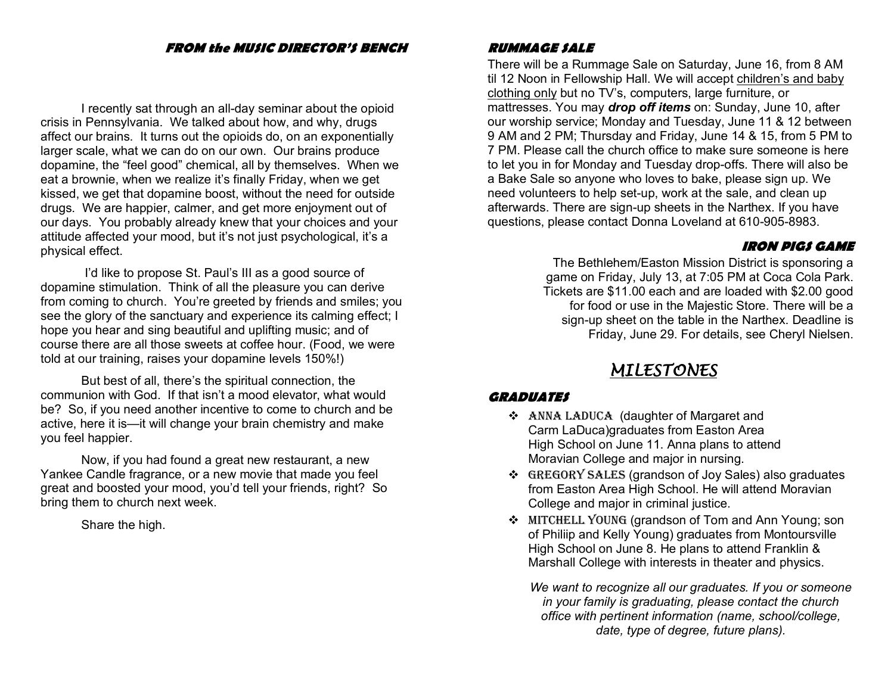## FROM the MUSIC DIRECTOR'S BENCH

I recently sat through an all-day seminar about the opioid crisis in Pennsylvania. We talked about how, and why, drugs affect our brains. It turns out the opioids do, on an exponentially larger scale, what we can do on our own. Our brains produce dopamine, the "feel good" chemical, all by themselves. When we eat a brownie, when we realize it's finally Friday, when we get kissed, we get that dopamine boost, without the need for outside drugs. We are happier, calmer, and get more enjoyment out of our days. You probably already knew that your choices and your attitude affected your mood, but it's not just psychological, it's a physical effect.

I'd like to propose St. Paul's III as a good source of dopamine stimulation. Think of all the pleasure you can derive from coming to church. You're greeted by friends and smiles; you see the glory of the sanctuary and experience its calming effect; I hope you hear and sing beautiful and uplifting music; and of course there are all those sweets at coffee hour. (Food, we were told at our training, raises your dopamine levels 150%!)

But best of all, there's the spiritual connection, the communion with God. If that isn't a mood elevator, what would be? So, if you need another incentive to come to church and be active, here it is—it will change your brain chemistry and make you feel happier.

Now, if you had found a great new restaurant, a new Yankee Candle fragrance, or a new movie that made you feel great and boosted your mood, you'd tell your friends, right? So bring them to church next week.

Share the high.

## RUMMAGE SALE

There will be a Rummage Sale on Saturday, June 16, from 8 AM til 12 Noon in Fellowship Hall. We will accept children's and baby clothing only but no TV's, computers, large furniture, or mattresses. You may ***drop off items*** on: Sunday, June 10, after our worship service; Monday and Tuesday, June 11 & 12 between 9 AM and 2 PM; Thursday and Friday, June 14 & 15, from 5 PM to 7 PM. Please call the church office to make sure someone is here to let you in for Monday and Tuesday drop-offs. There will also be a Bake Sale so anyone who loves to bake, please sign up. We need volunteers to help set-up, work at the sale, and clean up afterwards. There are sign-up sheets in the Narthex. If you have questions, please contact Donna Loveland at 610-905-8983.

## IRON PIGS GAME

The Bethlehem/Easton Mission District is sponsoring a game on Friday, July 13, at 7:05 PM at Coca Cola Park. Tickets are $11.00 each and are loaded with $2.00 good for food or use in the Majestic Store. There will be a sign-up sheet on the table in the Narthex. Deadline is Friday, June 29. For details, see Cheryl Nielsen.

# MILESTONES

## GRADUATES

- ANNA LADUCA (daughter of Margaret and Carm LaDuca)graduates from Easton Area High School on June 11. Anna plans to attend Moravian College and major in nursing.
- GREGORY SALES (grandson of Joy Sales) also graduates from Easton Area High School. He will attend Moravian College and major in criminal justice.
- MITCHELL YOUNG (grandson of Tom and Ann Young; son of Philiip and Kelly Young) graduates from Montoursville High School on June 8. He plans to attend Franklin & Marshall College with interests in theater and physics.

*We want to recognize all our graduates. If you or someone in your family is graduating, please contact the church office with pertinent information (name, school/college, date, type of degree, future plans).*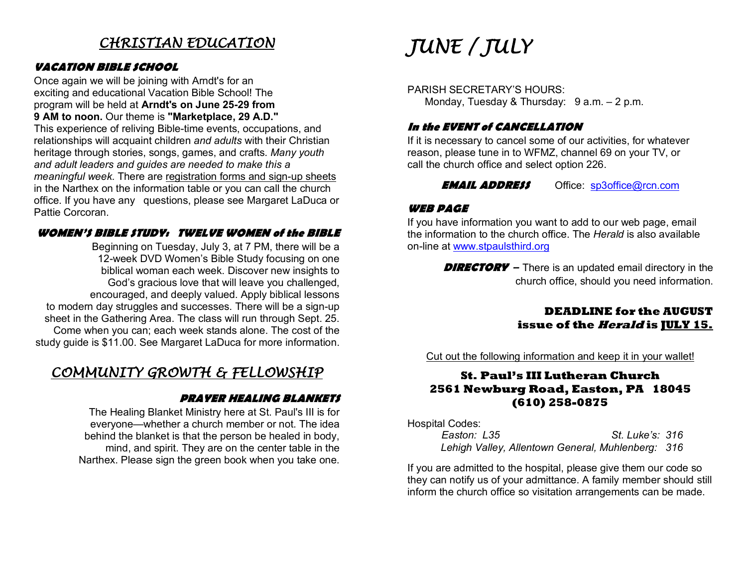# CHRISTIAN EDUCATION

### VACATION BIBLE SCHOOL

Once again we will be joining with Arndt's for an exciting and educational Vacation Bible School! The program will be held at **Arndt's on June 25-29 from 9 AM to noon.** Our theme is **"Marketplace, 29 A.D."** This experience of reliving Bible-time events, occupations, and relationships will acquaint children *and adults* with their Christian heritage through stories, songs, games, and crafts. *Many youth and adult leaders and guides are needed to make this a meaningful week.* There are registration forms and sign-up sheets in the Narthex on the information table or you can call the church office. If you have any questions, please see Margaret LaDuca or Pattie Corcoran.

### WOMEN'S BIBLE STUDY: TWELVE WOMEN of the BIBLE

Beginning on Tuesday, July 3, at 7 PM, there will be a 12-week DVD Women's Bible Study focusing on one biblical woman each week. Discover new insights to God's gracious love that will leave you challenged, encouraged, and deeply valued. Apply biblical lessons to modern day struggles and successes. There will be a sign-up sheet in the Gathering Area. The class will run through Sept. 25. Come when you can; each week stands alone. The cost of the study guide is $11.00. See Margaret LaDuca for more information.

# COMMUNITY GROWTH & FELLOWSHIP

### PRAYER HEALING BLANKETS

The Healing Blanket Ministry here at St. Paul's III is for everyone—whether a church member or not. The idea behind the blanket is that the person be healed in body, mind, and spirit. They are on the center table in the Narthex. Please sign the green book when you take one.

# JUNE / JULY

PARISH SECRETARY'S HOURS:
Monday, Tuesday & Thursday: 9 a.m. – 2 p.m.

### In the EVENT of CANCELLATION

If it is necessary to cancel some of our activities, for whatever reason, please tune in to WFMZ, channel 69 on your TV, or call the church office and select option 226.

**EMAIL ADDRESS** Office: sp3office@rcn.com

### WEB PAGE

If you have information you want to add to our web page, email the information to the church office. The *Herald* is also available on-line at www.stpaulsthird.org

**DIRECTORY** – There is an updated email directory in the church office, should you need information.

**DEADLINE for the AUGUST issue of the *Herald* is JULY 15.**

Cut out the following information and keep it in your wallet!

**St. Paul's III Lutheran Church**
**2561 Newburg Road, Easton, PA 18045**
**(610) 258-0875**

Hospital Codes:
*Easton: L35* *St. Luke's: 316*
*Lehigh Valley, Allentown General, Muhlenberg: 316*

If you are admitted to the hospital, please give them our code so they can notify us of your admittance. A family member should still inform the church office so visitation arrangements can be made.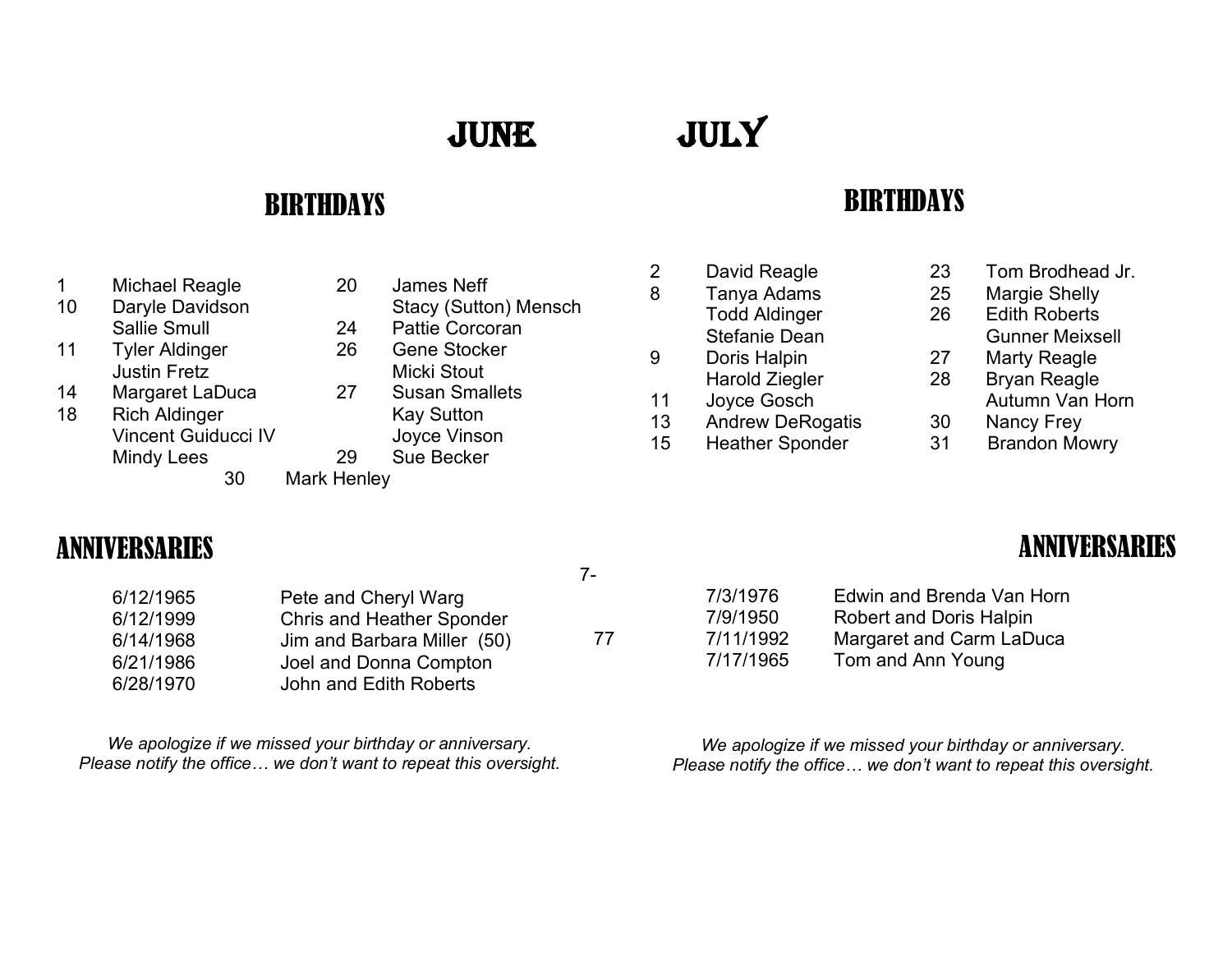# JUNE

## BIRTHDAYS

| Day | Name |
|---|---|
| 1 | Michael Reagle |
| 10 | Daryle Davidson |
| | Sallie Smull |
| 11 | Tyler Aldinger |
| | Justin Fretz |
| 14 | Margaret LaDuca |
| 18 | Rich Aldinger |
| | Vincent Guiducci IV |
| | Mindy Lees |
| 20 | James Neff |
| | Stacy (Sutton) Mensch |
| 24 | Pattie Corcoran |
| 26 | Gene Stocker |
| | Micki Stout |
| 27 | Susan Smallets |
| | Kay Sutton |
| | Joyce Vinson |
| 29 | Sue Becker |
| 30 | Mark Henley |

## ANNIVERSARIES

| Date | Names |
|---|---|
| 6/12/1965 | Pete and Cheryl Warg |
| 6/12/1999 | Chris and Heather Sponder |
| 6/14/1968 | Jim and Barbara Miller (50) |
| 6/21/1986 | Joel and Donna Compton |
| 6/28/1970 | John and Edith Roberts |

7-

77

*We apologize if we missed your birthday or anniversary.*
*Please notify the office… we don't want to repeat this oversight.*

# JULY

## BIRTHDAYS

| Day | Name |
|---|---|
| 2 | David Reagle |
| 8 | Tanya Adams |
| | Todd Aldinger |
| | Stefanie Dean |
| 9 | Doris Halpin |
| | Harold Ziegler |
| 11 | Joyce Gosch |
| 13 | Andrew DeRogatis |
| 15 | Heather Sponder |
| 23 | Tom Brodhead Jr. |
| 25 | Margie Shelly |
| 26 | Edith Roberts |
| | Gunner Meixsell |
| 27 | Marty Reagle |
| 28 | Bryan Reagle |
| | Autumn Van Horn |
| 30 | Nancy Frey |
| 31 | Brandon Mowry |

## ANNIVERSARIES

| Date | Names |
|---|---|
| 7/3/1976 | Edwin and Brenda Van Horn |
| 7/9/1950 | Robert and Doris Halpin |
| 7/11/1992 | Margaret and Carm LaDuca |
| 7/17/1965 | Tom and Ann Young |

*We apologize if we missed your birthday or anniversary.*
*Please notify the office… we don't want to repeat this oversight.*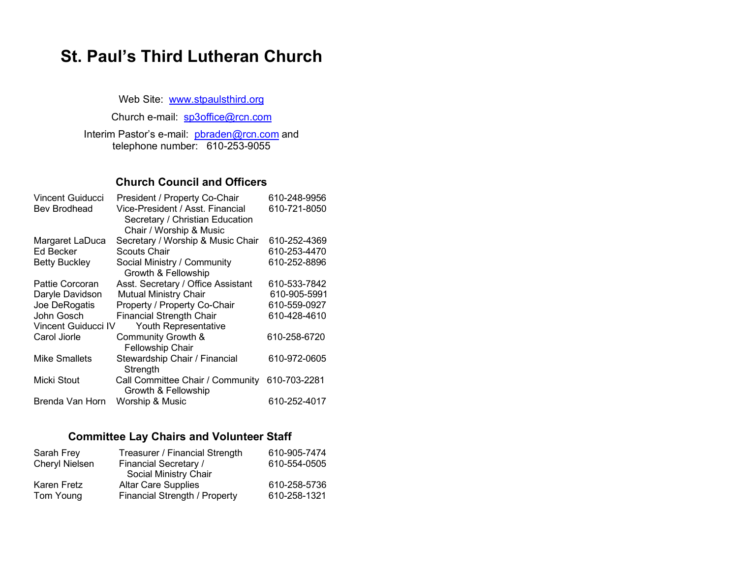# St. Paul's Third Lutheran Church

Web Site: www.stpaulsthird.org

Church e-mail: sp3office@rcn.com

Interim Pastor's e-mail: pbraden@rcn.com and telephone number: 610-253-9055

## Church Council and Officers

| | | |
|---|---|---|
| Vincent Guiducci | President / Property Co-Chair | 610-248-9956 |
| Bev Brodhead | Vice-President / Asst. Financial Secretary / Christian Education Chair / Worship & Music | 610-721-8050 |
| Margaret LaDuca | Secretary / Worship & Music Chair | 610-252-4369 |
| Ed Becker | Scouts Chair | 610-253-4470 |
| Betty Buckley | Social Ministry / Community Growth & Fellowship | 610-252-8896 |
| Pattie Corcoran | Asst. Secretary / Office Assistant | 610-533-7842 |
| Daryle Davidson | Mutual Ministry Chair | 610-905-5991 |
| Joe DeRogatis | Property / Property Co-Chair | 610-559-0927 |
| John Gosch | Financial Strength Chair | 610-428-4610 |
| Vincent Guiducci IV | Youth Representative | |
| Carol Jiorle | Community Growth & Fellowship Chair | 610-258-6720 |
| Mike Smallets | Stewardship Chair / Financial Strength | 610-972-0605 |
| Micki Stout | Call Committee Chair / Community Growth & Fellowship | 610-703-2281 |
| Brenda Van Horn | Worship & Music | 610-252-4017 |

## Committee Lay Chairs and Volunteer Staff

| | | |
|---|---|---|
| Sarah Frey | Treasurer / Financial Strength | 610-905-7474 |
| Cheryl Nielsen | Financial Secretary / Social Ministry Chair | 610-554-0505 |
| Karen Fretz | Altar Care Supplies | 610-258-5736 |
| Tom Young | Financial Strength / Property | 610-258-1321 |